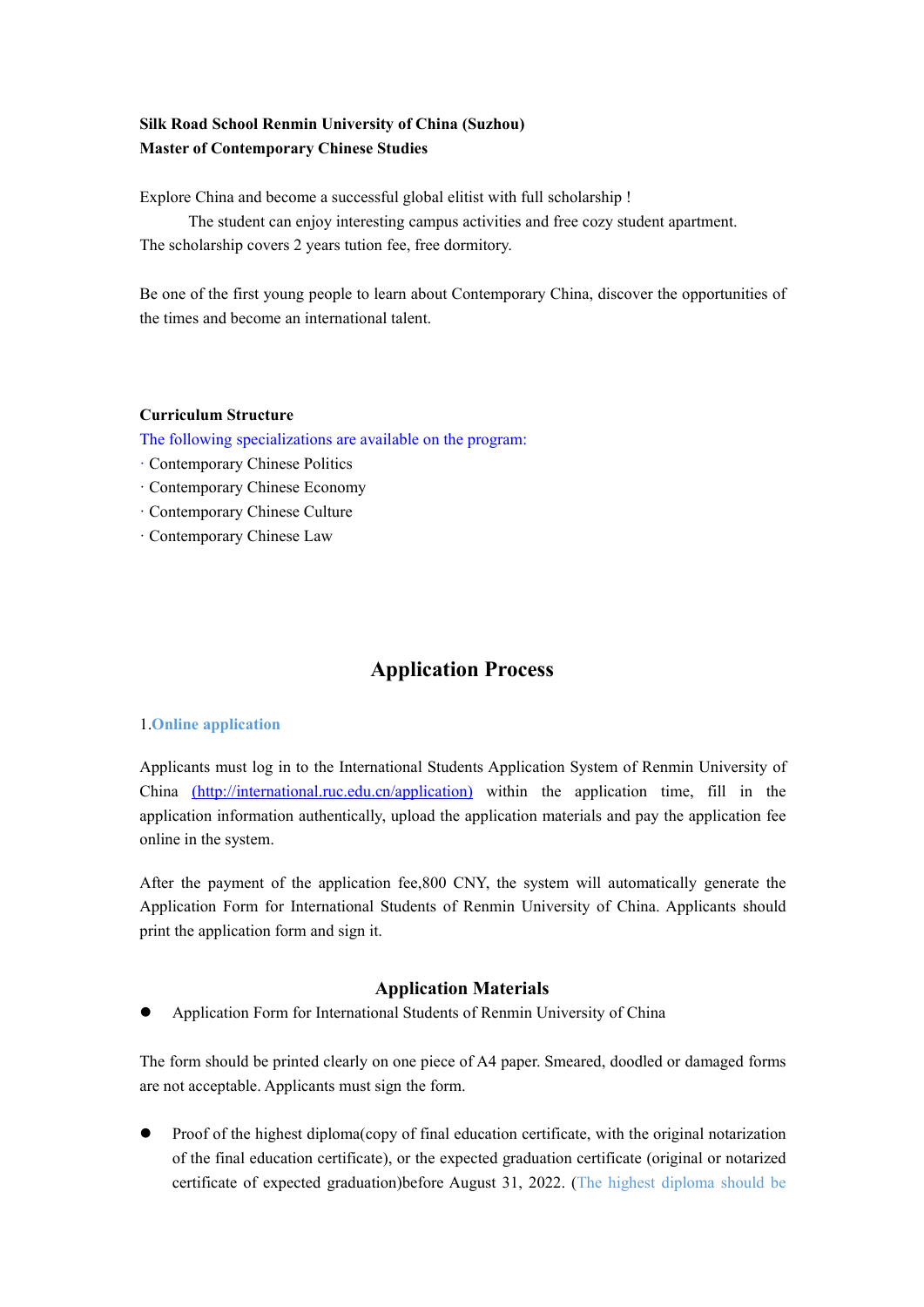**Silk Road School Renmin University of China (Suzhou)**
**Master of Contemporary Chinese Studies**

Explore China and become a successful global elitist with full scholarship !

The student can enjoy interesting campus activities and free cozy student apartment. The scholarship covers 2 years tution fee, free dormitory.

Be one of the first young people to learn about Contemporary China, discover the opportunities of the times and become an international talent.

**Curriculum Structure**

The following specializations are available on the program:

· Contemporary Chinese Politics
· Contemporary Chinese Economy
· Contemporary Chinese Culture
· Contemporary Chinese Law

## Application Process

1.**Online application**

Applicants must log in to the International Students Application System of Renmin University of China [(http://international.ruc.edu.cn/application)](http://international.ruc.edu.cn/application) within the application time, fill in the application information authentically, upload the application materials and pay the application fee online in the system.

After the payment of the application fee,800 CNY, the system will automatically generate the Application Form for International Students of Renmin University of China. Applicants should print the application form and sign it.

### Application Materials

- Application Form for International Students of Renmin University of China

The form should be printed clearly on one piece of A4 paper. Smeared, doodled or damaged forms are not acceptable. Applicants must sign the form.

- Proof of the highest diploma(copy of final education certificate, with the original notarization of the final education certificate), or the expected graduation certificate (original or notarized certificate of expected graduation)before August 31, 2022. (The highest diploma should be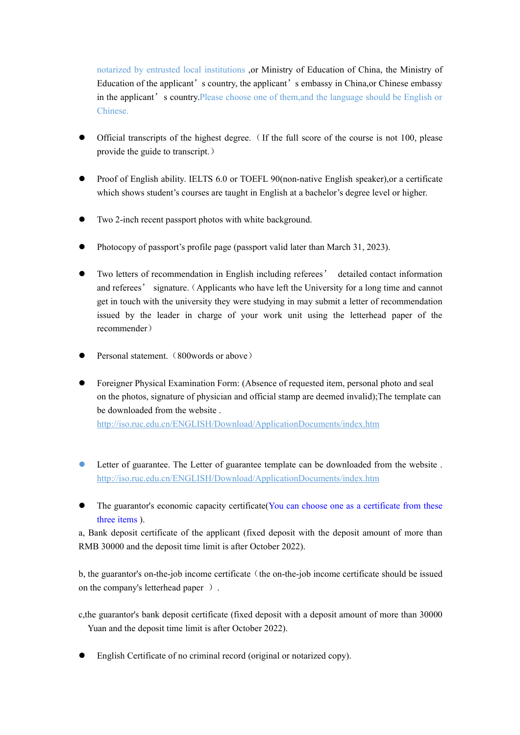notarized by entrusted local institutions ,or Ministry of Education of China, the Ministry of Education of the applicant' s country, the applicant' s embassy in China,or Chinese embassy in the applicant' s country.Please choose one of them,and the language should be English or Chinese.

- Official transcripts of the highest degree.（If the full score of the course is not 100, please provide the guide to transcript.）

- Proof of English ability. IELTS 6.0 or TOEFL 90(non-native English speaker),or a certificate which shows student's courses are taught in English at a bachelor's degree level or higher.

- Two 2-inch recent passport photos with white background.

- Photocopy of passport's profile page (passport valid later than March 31, 2023).

- Two letters of recommendation in English including referees' detailed contact information and referees' signature.（Applicants who have left the University for a long time and cannot get in touch with the university they were studying in may submit a letter of recommendation issued by the leader in charge of your work unit using the letterhead paper of the recommender）

- Personal statement.（800words or above）

- Foreigner Physical Examination Form: (Absence of requested item, personal photo and seal on the photos, signature of physician and official stamp are deemed invalid);The template can be downloaded from the website . http://iso.ruc.edu.cn/ENGLISH/Download/ApplicationDocuments/index.htm

- Letter of guarantee. The Letter of guarantee template can be downloaded from the website . http://iso.ruc.edu.cn/ENGLISH/Download/ApplicationDocuments/index.htm

- The guarantor's economic capacity certificate(You can choose one as a certificate from these three items ).

a, Bank deposit certificate of the applicant (fixed deposit with the deposit amount of more than RMB 30000 and the deposit time limit is after October 2022).

b, the guarantor's on-the-job income certificate（the on-the-job income certificate should be issued on the company's letterhead paper ）.

c,the guarantor's bank deposit certificate (fixed deposit with a deposit amount of more than 30000 Yuan and the deposit time limit is after October 2022).

- English Certificate of no criminal record (original or notarized copy).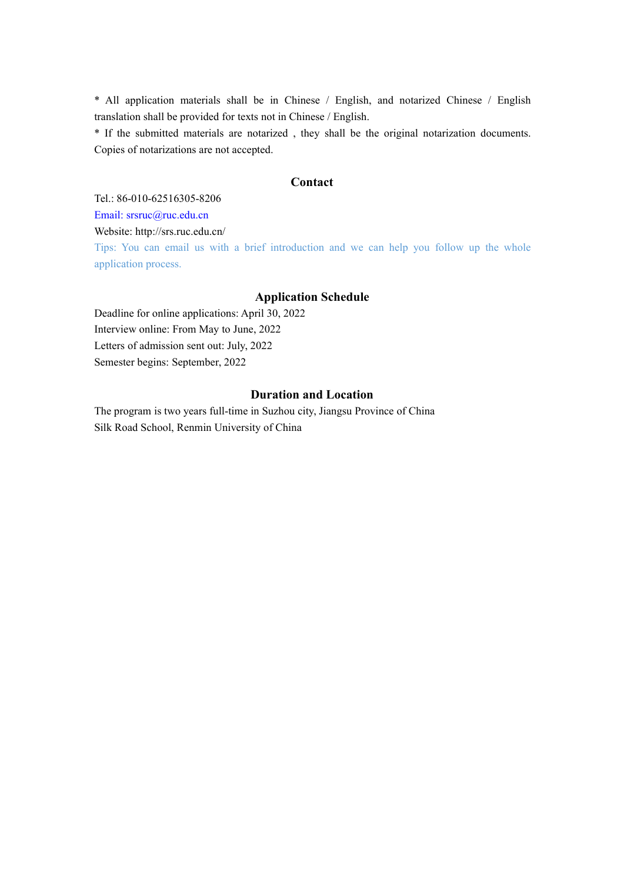* All application materials shall be in Chinese / English, and notarized Chinese / English translation shall be provided for texts not in Chinese / English.

* If the submitted materials are notarized , they shall be the original notarization documents. Copies of notarizations are not accepted.

## Contact

Tel.: 86-010-62516305-8206

Email: srsruc@ruc.edu.cn

Website: http://srs.ruc.edu.cn/

Tips: You can email us with a brief introduction and we can help you follow up the whole application process.

## Application Schedule

Deadline for online applications: April 30, 2022

Interview online: From May to June, 2022

Letters of admission sent out: July, 2022

Semester begins: September, 2022

## Duration and Location

The program is two years full-time in Suzhou city, Jiangsu Province of China

Silk Road School, Renmin University of China